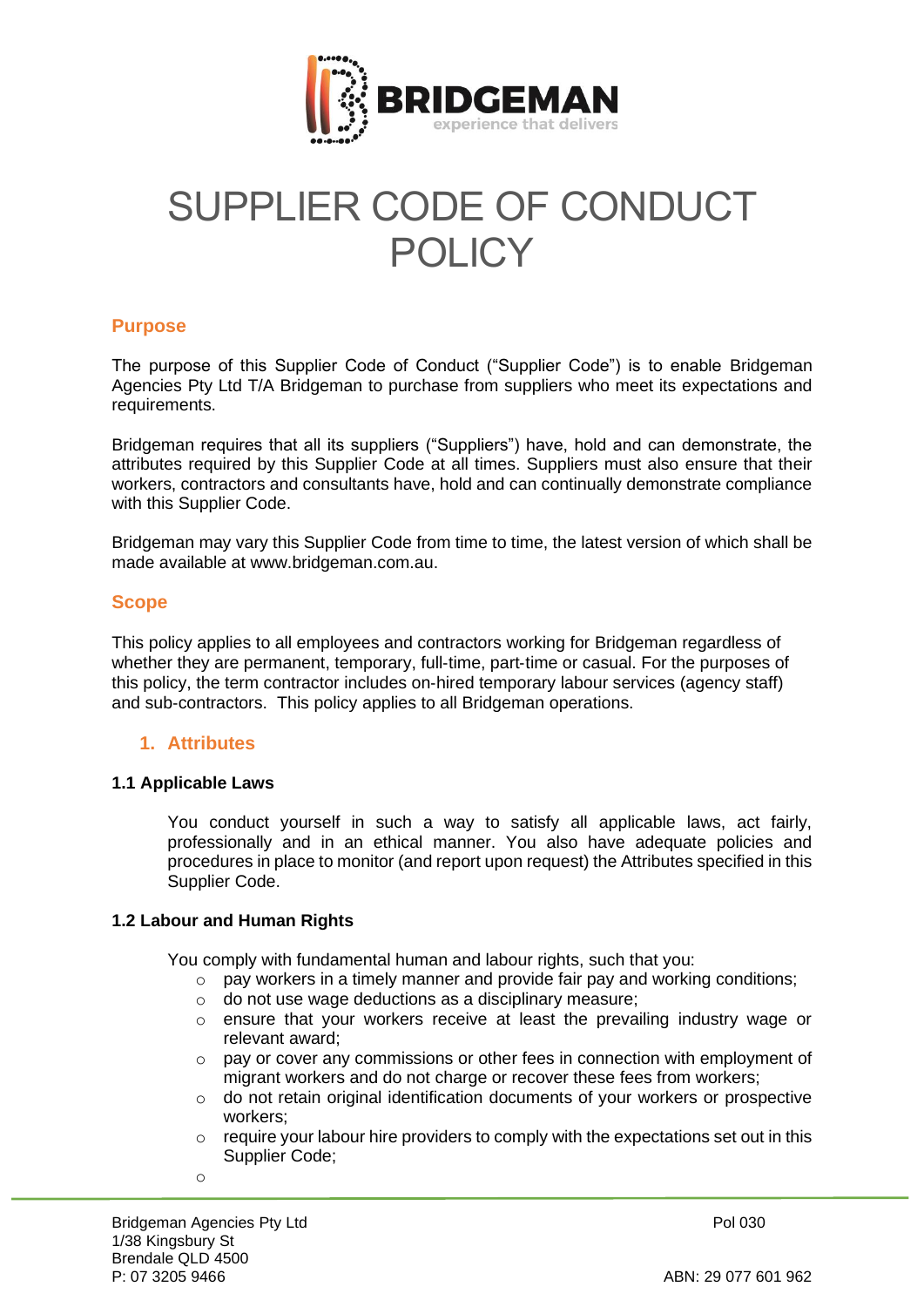# SUPPLIER CODE OF CONDUCT POLICY

## Purpose

The purpose of this Supplier Code of Conduct ("Supplier Code") is to enable Bridgeman Agencies Pty Ltd T/A Bridgeman to purchase from suppliers who meet its expectations and requirements.

Bridgeman requires that all its suppliers ("Suppliers") have, hold and can demonstrate, the attributes required by this Supplier Code at all times. Suppliers must also ensure that their workers, contractors and consultants have, hold and can continually demonstrate compliance with this Supplier Code.

Bridgeman may vary this Supplier Code from time to time, the latest version of which shall be made available at www.bridgeman.com.au.

## Scope

This policy applies to all employees and contractors working for Bridgeman regardless of whether they are permanent, temporary, full-time, part-time or casual. For the purposes of this policy, the term contractor includes on-hired temporary labour services (agency staff) and sub-contractors. This policy applies to all Bridgeman operations.

## 1. Attributes

### 1.1 Applicable Laws

You conduct yourself in such a way to satisfy all applicable laws, act fairly, professionally and in an ethical manner. You also have adequate policies and procedures in place to monitor (and report upon request) the Attributes specified in this Supplier Code.

### 1.2 Labour and Human Rights

You comply with fundamental human and labour rights, such that you:

- pay workers in a timely manner and provide fair pay and working conditions;
- do not use wage deductions as a disciplinary measure;
- ensure that your workers receive at least the prevailing industry wage or relevant award;
- pay or cover any commissions or other fees in connection with employment of migrant workers and do not charge or recover these fees from workers;
- do not retain original identification documents of your workers or prospective workers;
- require your labour hire providers to comply with the expectations set out in this Supplier Code;
-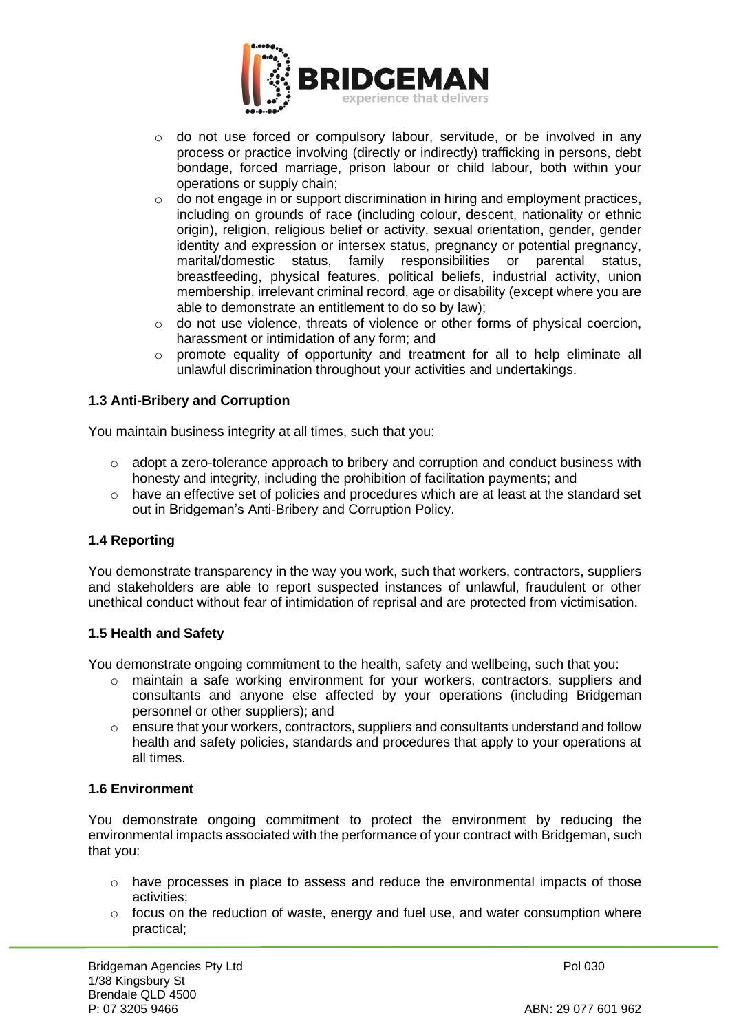- do not use forced or compulsory labour, servitude, or be involved in any process or practice involving (directly or indirectly) trafficking in persons, debt bondage, forced marriage, prison labour or child labour, both within your operations or supply chain;
- do not engage in or support discrimination in hiring and employment practices, including on grounds of race (including colour, descent, nationality or ethnic origin), religion, religious belief or activity, sexual orientation, gender, gender identity and expression or intersex status, pregnancy or potential pregnancy, marital/domestic status, family responsibilities or parental status, breastfeeding, physical features, political beliefs, industrial activity, union membership, irrelevant criminal record, age or disability (except where you are able to demonstrate an entitlement to do so by law);
- do not use violence, threats of violence or other forms of physical coercion, harassment or intimidation of any form; and
- promote equality of opportunity and treatment for all to help eliminate all unlawful discrimination throughout your activities and undertakings.

**1.3 Anti-Bribery and Corruption**

You maintain business integrity at all times, such that you:

- adopt a zero-tolerance approach to bribery and corruption and conduct business with honesty and integrity, including the prohibition of facilitation payments; and
- have an effective set of policies and procedures which are at least at the standard set out in Bridgeman's Anti-Bribery and Corruption Policy.

**1.4 Reporting**

You demonstrate transparency in the way you work, such that workers, contractors, suppliers and stakeholders are able to report suspected instances of unlawful, fraudulent or other unethical conduct without fear of intimidation of reprisal and are protected from victimisation.

**1.5 Health and Safety**

You demonstrate ongoing commitment to the health, safety and wellbeing, such that you:

- maintain a safe working environment for your workers, contractors, suppliers and consultants and anyone else affected by your operations (including Bridgeman personnel or other suppliers); and
- ensure that your workers, contractors, suppliers and consultants understand and follow health and safety policies, standards and procedures that apply to your operations at all times.

**1.6 Environment**

You demonstrate ongoing commitment to protect the environment by reducing the environmental impacts associated with the performance of your contract with Bridgeman, such that you:

- have processes in place to assess and reduce the environmental impacts of those activities;
- focus on the reduction of waste, energy and fuel use, and water consumption where practical;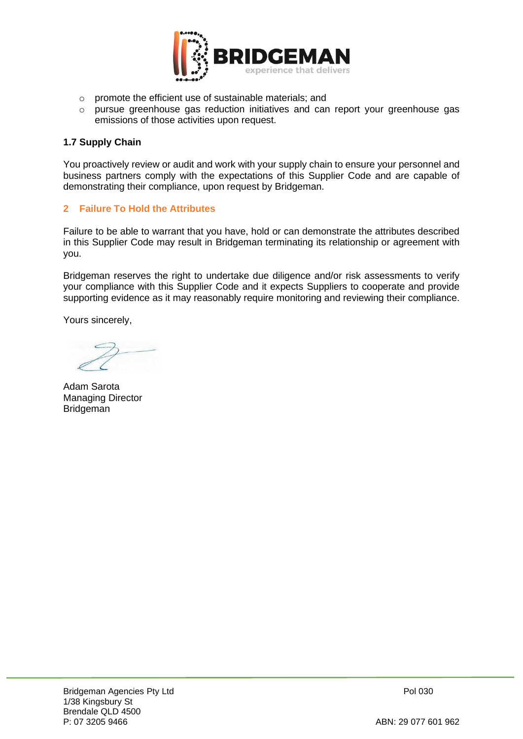- promote the efficient use of sustainable materials; and
- pursue greenhouse gas reduction initiatives and can report your greenhouse gas emissions of those activities upon request.

**1.7 Supply Chain**

You proactively review or audit and work with your supply chain to ensure your personnel and business partners comply with the expectations of this Supplier Code and are capable of demonstrating their compliance, upon request by Bridgeman.

## 2 Failure To Hold the Attributes

Failure to be able to warrant that you have, hold or can demonstrate the attributes described in this Supplier Code may result in Bridgeman terminating its relationship or agreement with you.

Bridgeman reserves the right to undertake due diligence and/or risk assessments to verify your compliance with this Supplier Code and it expects Suppliers to cooperate and provide supporting evidence as it may reasonably require monitoring and reviewing their compliance.

Yours sincerely,

Adam Sarota
Managing Director
Bridgeman